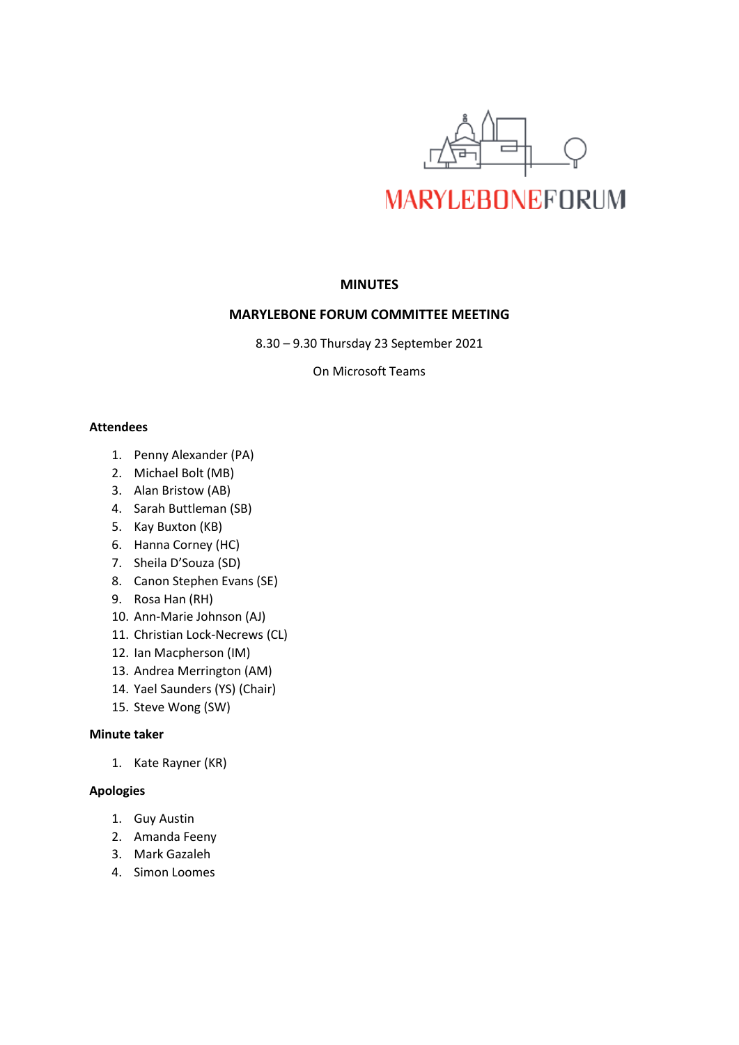MARYLEBONEFORUM

# MINUTES

## MARYLEBONE FORUM COMMITTEE MEETING

8.30 – 9.30 Thursday 23 September 2021

On Microsoft Teams

**Attendees**

1. Penny Alexander (PA)
2. Michael Bolt (MB)
3. Alan Bristow (AB)
4. Sarah Buttleman (SB)
5. Kay Buxton (KB)
6. Hanna Corney (HC)
7. Sheila D'Souza (SD)
8. Canon Stephen Evans (SE)
9. Rosa Han (RH)
10. Ann-Marie Johnson (AJ)
11. Christian Lock-Necrews (CL)
12. Ian Macpherson (IM)
13. Andrea Merrington (AM)
14. Yael Saunders (YS) (Chair)
15. Steve Wong (SW)

**Minute taker**

1. Kate Rayner (KR)

**Apologies**

1. Guy Austin
2. Amanda Feeny
3. Mark Gazaleh
4. Simon Loomes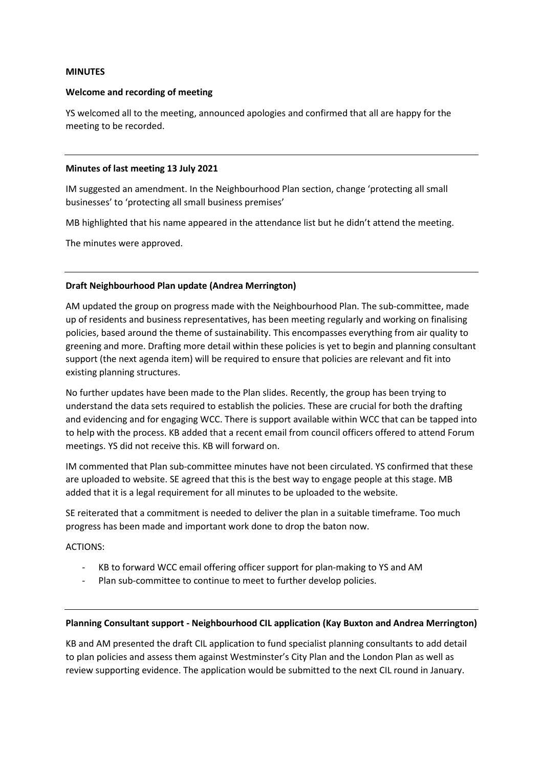**MINUTES**

**Welcome and recording of meeting**

YS welcomed all to the meeting, announced apologies and confirmed that all are happy for the meeting to be recorded.

---

**Minutes of last meeting 13 July 2021**

IM suggested an amendment. In the Neighbourhood Plan section, change 'protecting all small businesses' to 'protecting all small business premises'

MB highlighted that his name appeared in the attendance list but he didn't attend the meeting.

The minutes were approved.

---

**Draft Neighbourhood Plan update (Andrea Merrington)**

AM updated the group on progress made with the Neighbourhood Plan. The sub-committee, made up of residents and business representatives, has been meeting regularly and working on finalising policies, based around the theme of sustainability. This encompasses everything from air quality to greening and more. Drafting more detail within these policies is yet to begin and planning consultant support (the next agenda item) will be required to ensure that policies are relevant and fit into existing planning structures.

No further updates have been made to the Plan slides. Recently, the group has been trying to understand the data sets required to establish the policies. These are crucial for both the drafting and evidencing and for engaging WCC. There is support available within WCC that can be tapped into to help with the process. KB added that a recent email from council officers offered to attend Forum meetings. YS did not receive this. KB will forward on.

IM commented that Plan sub-committee minutes have not been circulated. YS confirmed that these are uploaded to website. SE agreed that this is the best way to engage people at this stage. MB added that it is a legal requirement for all minutes to be uploaded to the website.

SE reiterated that a commitment is needed to deliver the plan in a suitable timeframe. Too much progress has been made and important work done to drop the baton now.

ACTIONS:

- KB to forward WCC email offering officer support for plan-making to YS and AM
- Plan sub-committee to continue to meet to further develop policies.

---

**Planning Consultant support - Neighbourhood CIL application (Kay Buxton and Andrea Merrington)**

KB and AM presented the draft CIL application to fund specialist planning consultants to add detail to plan policies and assess them against Westminster's City Plan and the London Plan as well as review supporting evidence. The application would be submitted to the next CIL round in January.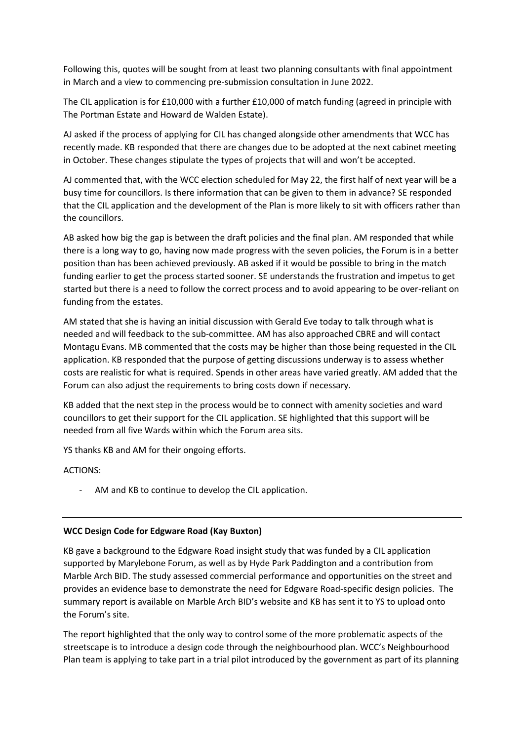Following this, quotes will be sought from at least two planning consultants with final appointment in March and a view to commencing pre-submission consultation in June 2022.

The CIL application is for £10,000 with a further £10,000 of match funding (agreed in principle with The Portman Estate and Howard de Walden Estate).

AJ asked if the process of applying for CIL has changed alongside other amendments that WCC has recently made. KB responded that there are changes due to be adopted at the next cabinet meeting in October. These changes stipulate the types of projects that will and won't be accepted.

AJ commented that, with the WCC election scheduled for May 22, the first half of next year will be a busy time for councillors. Is there information that can be given to them in advance? SE responded that the CIL application and the development of the Plan is more likely to sit with officers rather than the councillors.

AB asked how big the gap is between the draft policies and the final plan. AM responded that while there is a long way to go, having now made progress with the seven policies, the Forum is in a better position than has been achieved previously. AB asked if it would be possible to bring in the match funding earlier to get the process started sooner. SE understands the frustration and impetus to get started but there is a need to follow the correct process and to avoid appearing to be over-reliant on funding from the estates.

AM stated that she is having an initial discussion with Gerald Eve today to talk through what is needed and will feedback to the sub-committee. AM has also approached CBRE and will contact Montagu Evans. MB commented that the costs may be higher than those being requested in the CIL application. KB responded that the purpose of getting discussions underway is to assess whether costs are realistic for what is required. Spends in other areas have varied greatly. AM added that the Forum can also adjust the requirements to bring costs down if necessary.

KB added that the next step in the process would be to connect with amenity societies and ward councillors to get their support for the CIL application. SE highlighted that this support will be needed from all five Wards within which the Forum area sits.

YS thanks KB and AM for their ongoing efforts.

ACTIONS:

- AM and KB to continue to develop the CIL application.

---

**WCC Design Code for Edgware Road (Kay Buxton)**

KB gave a background to the Edgware Road insight study that was funded by a CIL application supported by Marylebone Forum, as well as by Hyde Park Paddington and a contribution from Marble Arch BID. The study assessed commercial performance and opportunities on the street and provides an evidence base to demonstrate the need for Edgware Road-specific design policies. The summary report is available on Marble Arch BID's website and KB has sent it to YS to upload onto the Forum's site.

The report highlighted that the only way to control some of the more problematic aspects of the streetscape is to introduce a design code through the neighbourhood plan. WCC's Neighbourhood Plan team is applying to take part in a trial pilot introduced by the government as part of its planning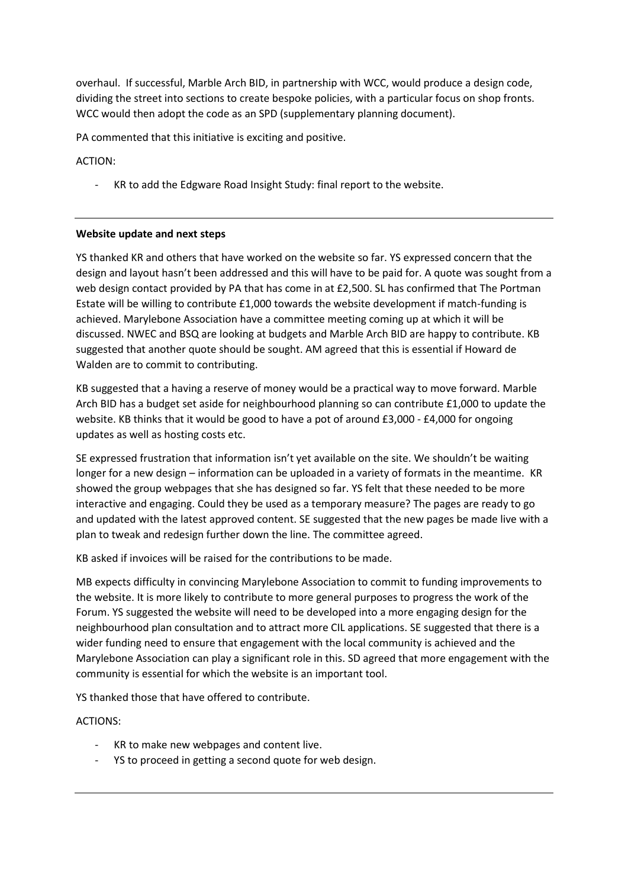overhaul. If successful, Marble Arch BID, in partnership with WCC, would produce a design code, dividing the street into sections to create bespoke policies, with a particular focus on shop fronts. WCC would then adopt the code as an SPD (supplementary planning document).

PA commented that this initiative is exciting and positive.

ACTION:

- KR to add the Edgware Road Insight Study: final report to the website.

---

**Website update and next steps**

YS thanked KR and others that have worked on the website so far. YS expressed concern that the design and layout hasn't been addressed and this will have to be paid for. A quote was sought from a web design contact provided by PA that has come in at £2,500. SL has confirmed that The Portman Estate will be willing to contribute £1,000 towards the website development if match-funding is achieved. Marylebone Association have a committee meeting coming up at which it will be discussed. NWEC and BSQ are looking at budgets and Marble Arch BID are happy to contribute. KB suggested that another quote should be sought. AM agreed that this is essential if Howard de Walden are to commit to contributing.

KB suggested that a having a reserve of money would be a practical way to move forward. Marble Arch BID has a budget set aside for neighbourhood planning so can contribute £1,000 to update the website. KB thinks that it would be good to have a pot of around £3,000 - £4,000 for ongoing updates as well as hosting costs etc.

SE expressed frustration that information isn't yet available on the site. We shouldn't be waiting longer for a new design – information can be uploaded in a variety of formats in the meantime. KR showed the group webpages that she has designed so far. YS felt that these needed to be more interactive and engaging. Could they be used as a temporary measure? The pages are ready to go and updated with the latest approved content. SE suggested that the new pages be made live with a plan to tweak and redesign further down the line. The committee agreed.

KB asked if invoices will be raised for the contributions to be made.

MB expects difficulty in convincing Marylebone Association to commit to funding improvements to the website. It is more likely to contribute to more general purposes to progress the work of the Forum. YS suggested the website will need to be developed into a more engaging design for the neighbourhood plan consultation and to attract more CIL applications. SE suggested that there is a wider funding need to ensure that engagement with the local community is achieved and the Marylebone Association can play a significant role in this. SD agreed that more engagement with the community is essential for which the website is an important tool.

YS thanked those that have offered to contribute.

ACTIONS:

- KR to make new webpages and content live.
- YS to proceed in getting a second quote for web design.

---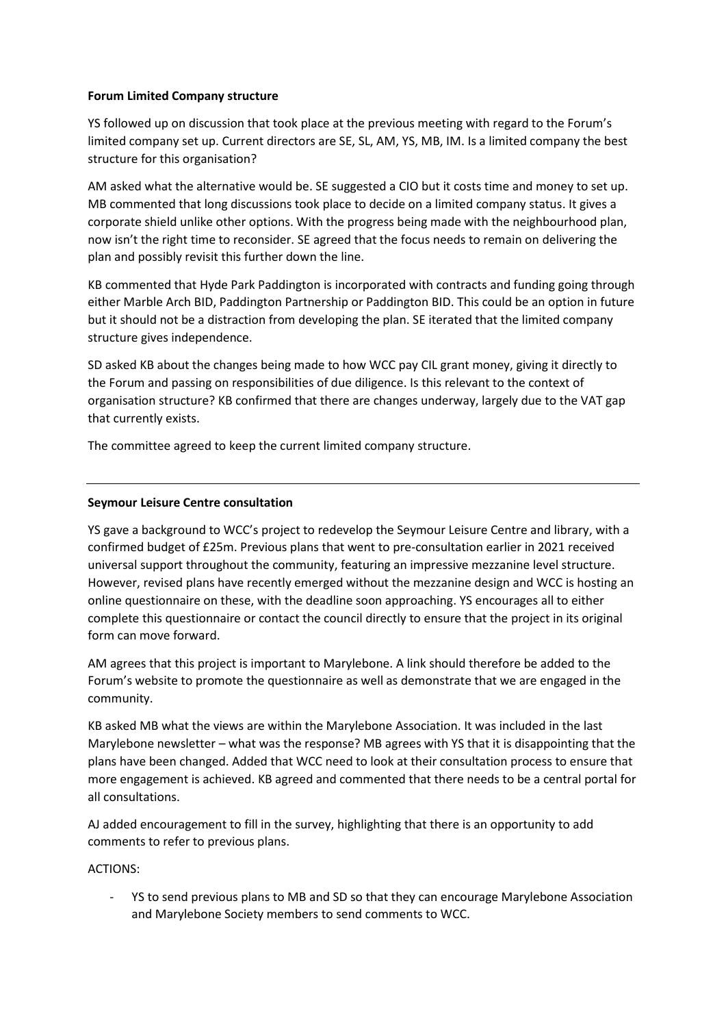**Forum Limited Company structure**

YS followed up on discussion that took place at the previous meeting with regard to the Forum's limited company set up. Current directors are SE, SL, AM, YS, MB, IM. Is a limited company the best structure for this organisation?

AM asked what the alternative would be. SE suggested a CIO but it costs time and money to set up. MB commented that long discussions took place to decide on a limited company status. It gives a corporate shield unlike other options. With the progress being made with the neighbourhood plan, now isn't the right time to reconsider. SE agreed that the focus needs to remain on delivering the plan and possibly revisit this further down the line.

KB commented that Hyde Park Paddington is incorporated with contracts and funding going through either Marble Arch BID, Paddington Partnership or Paddington BID. This could be an option in future but it should not be a distraction from developing the plan. SE iterated that the limited company structure gives independence.

SD asked KB about the changes being made to how WCC pay CIL grant money, giving it directly to the Forum and passing on responsibilities of due diligence. Is this relevant to the context of organisation structure? KB confirmed that there are changes underway, largely due to the VAT gap that currently exists.

The committee agreed to keep the current limited company structure.

---

**Seymour Leisure Centre consultation**

YS gave a background to WCC's project to redevelop the Seymour Leisure Centre and library, with a confirmed budget of £25m. Previous plans that went to pre-consultation earlier in 2021 received universal support throughout the community, featuring an impressive mezzanine level structure. However, revised plans have recently emerged without the mezzanine design and WCC is hosting an online questionnaire on these, with the deadline soon approaching. YS encourages all to either complete this questionnaire or contact the council directly to ensure that the project in its original form can move forward.

AM agrees that this project is important to Marylebone. A link should therefore be added to the Forum's website to promote the questionnaire as well as demonstrate that we are engaged in the community.

KB asked MB what the views are within the Marylebone Association. It was included in the last Marylebone newsletter – what was the response? MB agrees with YS that it is disappointing that the plans have been changed. Added that WCC need to look at their consultation process to ensure that more engagement is achieved. KB agreed and commented that there needs to be a central portal for all consultations.

AJ added encouragement to fill in the survey, highlighting that there is an opportunity to add comments to refer to previous plans.

ACTIONS:

- YS to send previous plans to MB and SD so that they can encourage Marylebone Association and Marylebone Society members to send comments to WCC.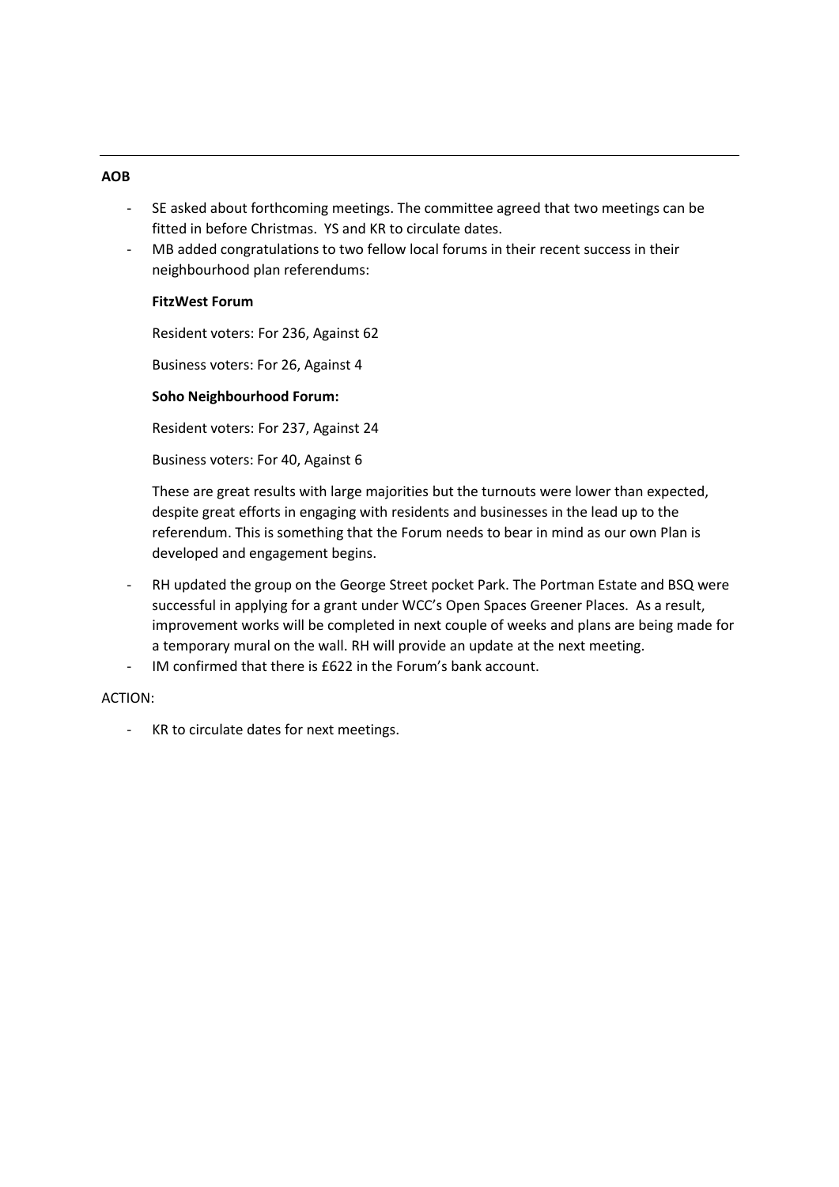**AOB**

- SE asked about forthcoming meetings. The committee agreed that two meetings can be fitted in before Christmas. YS and KR to circulate dates.
- MB added congratulations to two fellow local forums in their recent success in their neighbourhood plan referendums:

  **FitzWest Forum**

  Resident voters: For 236, Against 62

  Business voters: For 26, Against 4

  **Soho Neighbourhood Forum:**

  Resident voters: For 237, Against 24

  Business voters: For 40, Against 6

  These are great results with large majorities but the turnouts were lower than expected, despite great efforts in engaging with residents and businesses in the lead up to the referendum. This is something that the Forum needs to bear in mind as our own Plan is developed and engagement begins.

- RH updated the group on the George Street pocket Park. The Portman Estate and BSQ were successful in applying for a grant under WCC's Open Spaces Greener Places. As a result, improvement works will be completed in next couple of weeks and plans are being made for a temporary mural on the wall. RH will provide an update at the next meeting.
- IM confirmed that there is £622 in the Forum's bank account.

ACTION:

- KR to circulate dates for next meetings.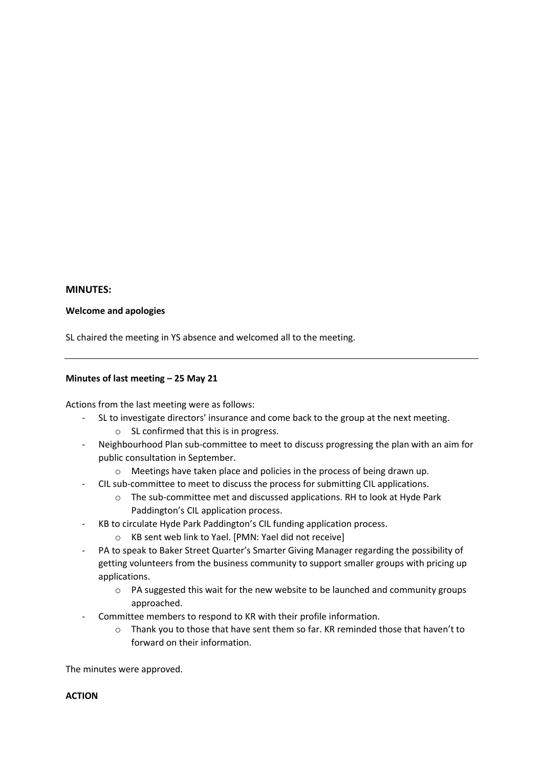**MINUTES:**

**Welcome and apologies**

SL chaired the meeting in YS absence and welcomed all to the meeting.

---

**Minutes of last meeting – 25 May 21**

Actions from the last meeting were as follows:

- SL to investigate directors' insurance and come back to the group at the next meeting.
  - SL confirmed that this is in progress.
- Neighbourhood Plan sub-committee to meet to discuss progressing the plan with an aim for public consultation in September.
  - Meetings have taken place and policies in the process of being drawn up.
- CIL sub-committee to meet to discuss the process for submitting CIL applications.
  - The sub-committee met and discussed applications. RH to look at Hyde Park Paddington's CIL application process.
- KB to circulate Hyde Park Paddington's CIL funding application process.
  - KB sent web link to Yael. [PMN: Yael did not receive]
- PA to speak to Baker Street Quarter's Smarter Giving Manager regarding the possibility of getting volunteers from the business community to support smaller groups with pricing up applications.
  - PA suggested this wait for the new website to be launched and community groups approached.
- Committee members to respond to KR with their profile information.
  - Thank you to those that have sent them so far. KR reminded those that haven't to forward on their information.

The minutes were approved.

**ACTION**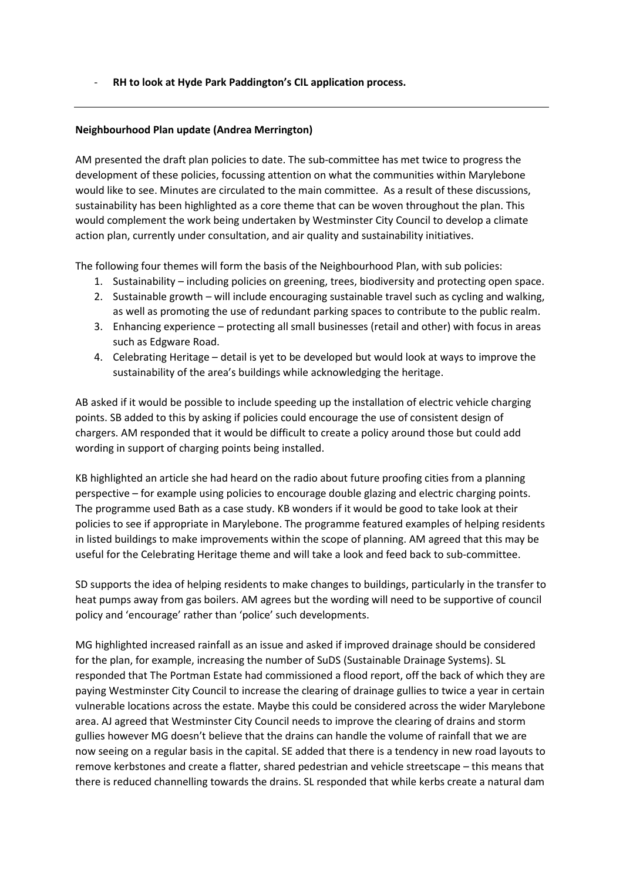- **RH to look at Hyde Park Paddington's CIL application process.**

---

**Neighbourhood Plan update (Andrea Merrington)**

AM presented the draft plan policies to date. The sub-committee has met twice to progress the development of these policies, focussing attention on what the communities within Marylebone would like to see. Minutes are circulated to the main committee. As a result of these discussions, sustainability has been highlighted as a core theme that can be woven throughout the plan. This would complement the work being undertaken by Westminster City Council to develop a climate action plan, currently under consultation, and air quality and sustainability initiatives.

The following four themes will form the basis of the Neighbourhood Plan, with sub policies:

1. Sustainability – including policies on greening, trees, biodiversity and protecting open space.
2. Sustainable growth – will include encouraging sustainable travel such as cycling and walking, as well as promoting the use of redundant parking spaces to contribute to the public realm.
3. Enhancing experience – protecting all small businesses (retail and other) with focus in areas such as Edgware Road.
4. Celebrating Heritage – detail is yet to be developed but would look at ways to improve the sustainability of the area's buildings while acknowledging the heritage.

AB asked if it would be possible to include speeding up the installation of electric vehicle charging points. SB added to this by asking if policies could encourage the use of consistent design of chargers. AM responded that it would be difficult to create a policy around those but could add wording in support of charging points being installed.

KB highlighted an article she had heard on the radio about future proofing cities from a planning perspective – for example using policies to encourage double glazing and electric charging points. The programme used Bath as a case study. KB wonders if it would be good to take look at their policies to see if appropriate in Marylebone. The programme featured examples of helping residents in listed buildings to make improvements within the scope of planning. AM agreed that this may be useful for the Celebrating Heritage theme and will take a look and feed back to sub-committee.

SD supports the idea of helping residents to make changes to buildings, particularly in the transfer to heat pumps away from gas boilers. AM agrees but the wording will need to be supportive of council policy and 'encourage' rather than 'police' such developments.

MG highlighted increased rainfall as an issue and asked if improved drainage should be considered for the plan, for example, increasing the number of SuDS (Sustainable Drainage Systems). SL responded that The Portman Estate had commissioned a flood report, off the back of which they are paying Westminster City Council to increase the clearing of drainage gullies to twice a year in certain vulnerable locations across the estate. Maybe this could be considered across the wider Marylebone area. AJ agreed that Westminster City Council needs to improve the clearing of drains and storm gullies however MG doesn't believe that the drains can handle the volume of rainfall that we are now seeing on a regular basis in the capital. SE added that there is a tendency in new road layouts to remove kerbstones and create a flatter, shared pedestrian and vehicle streetscape – this means that there is reduced channelling towards the drains. SL responded that while kerbs create a natural dam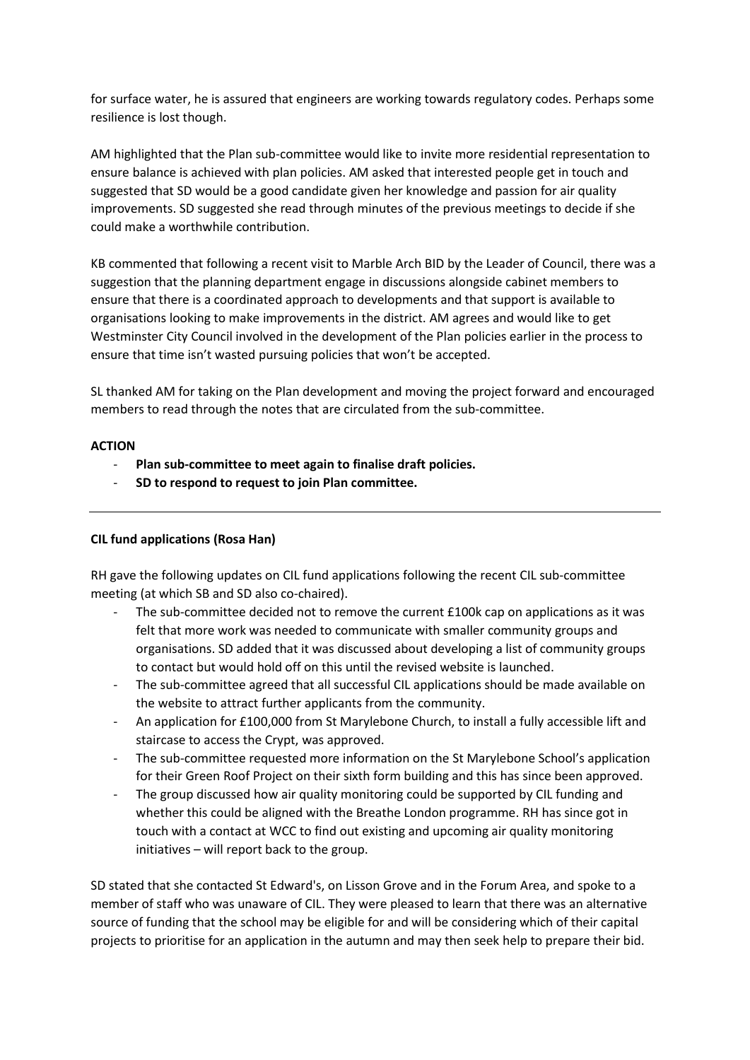for surface water, he is assured that engineers are working towards regulatory codes. Perhaps some resilience is lost though.

AM highlighted that the Plan sub-committee would like to invite more residential representation to ensure balance is achieved with plan policies. AM asked that interested people get in touch and suggested that SD would be a good candidate given her knowledge and passion for air quality improvements. SD suggested she read through minutes of the previous meetings to decide if she could make a worthwhile contribution.

KB commented that following a recent visit to Marble Arch BID by the Leader of Council, there was a suggestion that the planning department engage in discussions alongside cabinet members to ensure that there is a coordinated approach to developments and that support is available to organisations looking to make improvements in the district. AM agrees and would like to get Westminster City Council involved in the development of the Plan policies earlier in the process to ensure that time isn't wasted pursuing policies that won't be accepted.

SL thanked AM for taking on the Plan development and moving the project forward and encouraged members to read through the notes that are circulated from the sub-committee.

**ACTION**

- **Plan sub-committee to meet again to finalise draft policies.**
- **SD to respond to request to join Plan committee.**

---

**CIL fund applications (Rosa Han)**

RH gave the following updates on CIL fund applications following the recent CIL sub-committee meeting (at which SB and SD also co-chaired).

- The sub-committee decided not to remove the current £100k cap on applications as it was felt that more work was needed to communicate with smaller community groups and organisations. SD added that it was discussed about developing a list of community groups to contact but would hold off on this until the revised website is launched.
- The sub-committee agreed that all successful CIL applications should be made available on the website to attract further applicants from the community.
- An application for £100,000 from St Marylebone Church, to install a fully accessible lift and staircase to access the Crypt, was approved.
- The sub-committee requested more information on the St Marylebone School's application for their Green Roof Project on their sixth form building and this has since been approved.
- The group discussed how air quality monitoring could be supported by CIL funding and whether this could be aligned with the Breathe London programme. RH has since got in touch with a contact at WCC to find out existing and upcoming air quality monitoring initiatives – will report back to the group.

SD stated that she contacted St Edward's, on Lisson Grove and in the Forum Area, and spoke to a member of staff who was unaware of CIL. They were pleased to learn that there was an alternative source of funding that the school may be eligible for and will be considering which of their capital projects to prioritise for an application in the autumn and may then seek help to prepare their bid.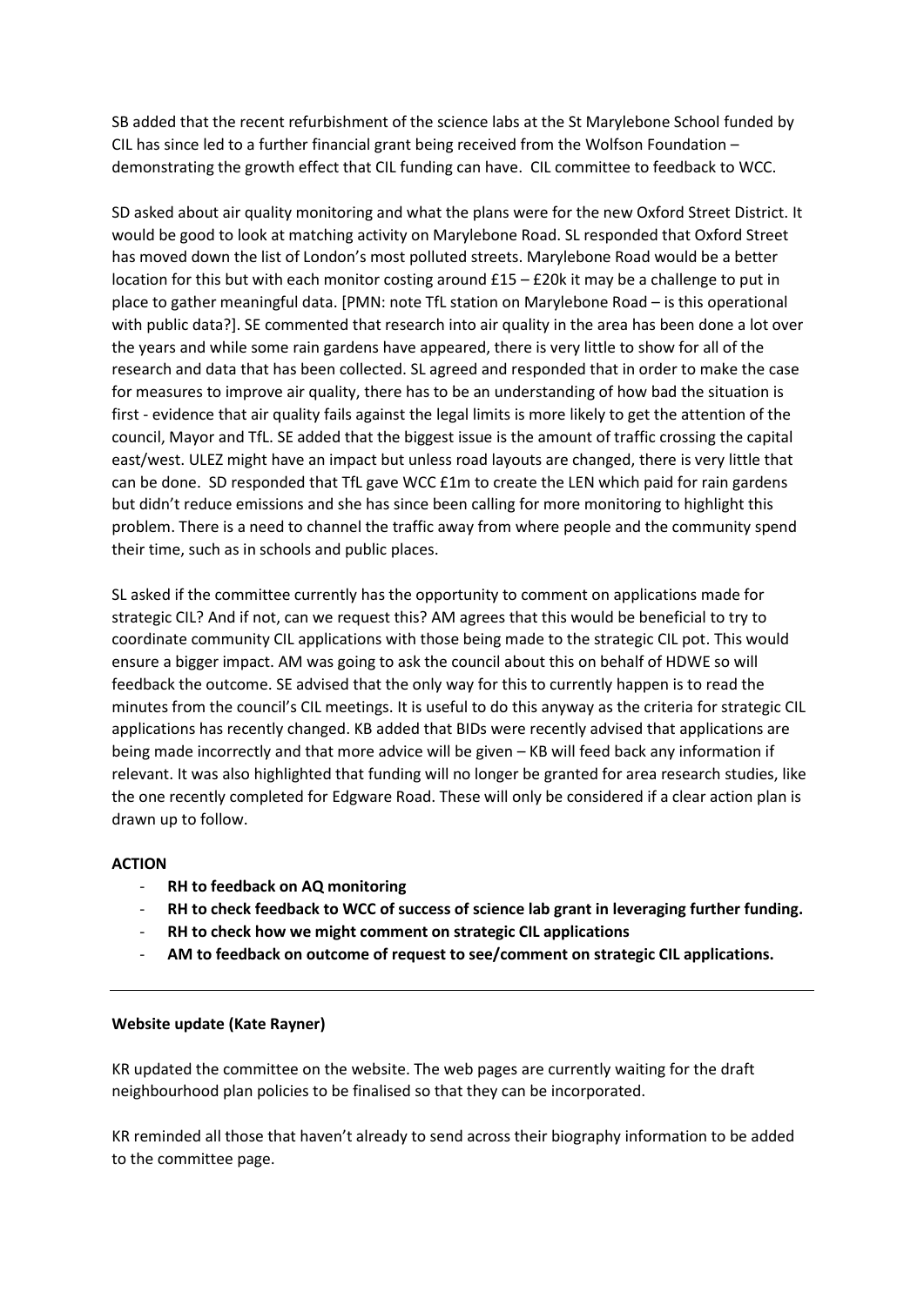SB added that the recent refurbishment of the science labs at the St Marylebone School funded by CIL has since led to a further financial grant being received from the Wolfson Foundation – demonstrating the growth effect that CIL funding can have. CIL committee to feedback to WCC.

SD asked about air quality monitoring and what the plans were for the new Oxford Street District. It would be good to look at matching activity on Marylebone Road. SL responded that Oxford Street has moved down the list of London's most polluted streets. Marylebone Road would be a better location for this but with each monitor costing around £15 – £20k it may be a challenge to put in place to gather meaningful data. [PMN: note TfL station on Marylebone Road – is this operational with public data?]. SE commented that research into air quality in the area has been done a lot over the years and while some rain gardens have appeared, there is very little to show for all of the research and data that has been collected. SL agreed and responded that in order to make the case for measures to improve air quality, there has to be an understanding of how bad the situation is first - evidence that air quality fails against the legal limits is more likely to get the attention of the council, Mayor and TfL. SE added that the biggest issue is the amount of traffic crossing the capital east/west. ULEZ might have an impact but unless road layouts are changed, there is very little that can be done. SD responded that TfL gave WCC £1m to create the LEN which paid for rain gardens but didn't reduce emissions and she has since been calling for more monitoring to highlight this problem. There is a need to channel the traffic away from where people and the community spend their time, such as in schools and public places.

SL asked if the committee currently has the opportunity to comment on applications made for strategic CIL? And if not, can we request this? AM agrees that this would be beneficial to try to coordinate community CIL applications with those being made to the strategic CIL pot. This would ensure a bigger impact. AM was going to ask the council about this on behalf of HDWE so will feedback the outcome. SE advised that the only way for this to currently happen is to read the minutes from the council's CIL meetings. It is useful to do this anyway as the criteria for strategic CIL applications has recently changed. KB added that BIDs were recently advised that applications are being made incorrectly and that more advice will be given – KB will feed back any information if relevant. It was also highlighted that funding will no longer be granted for area research studies, like the one recently completed for Edgware Road. These will only be considered if a clear action plan is drawn up to follow.

**ACTION**

- **RH to feedback on AQ monitoring**
- **RH to check feedback to WCC of success of science lab grant in leveraging further funding.**
- **RH to check how we might comment on strategic CIL applications**
- **AM to feedback on outcome of request to see/comment on strategic CIL applications.**

---

**Website update (Kate Rayner)**

KR updated the committee on the website. The web pages are currently waiting for the draft neighbourhood plan policies to be finalised so that they can be incorporated.

KR reminded all those that haven't already to send across their biography information to be added to the committee page.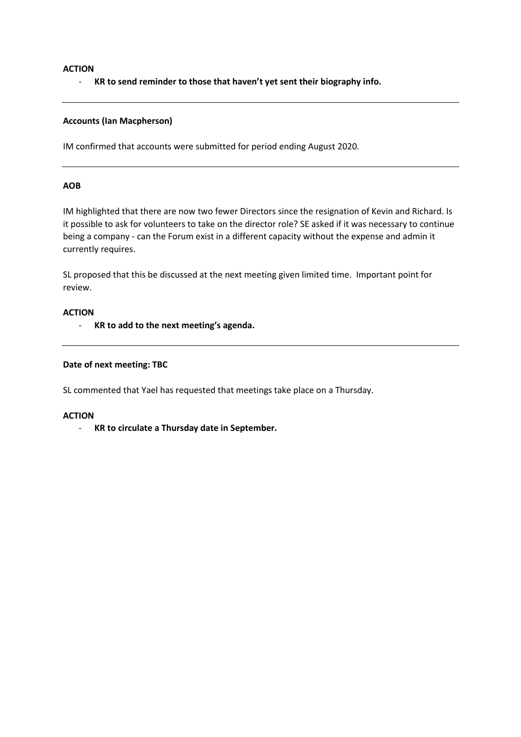**ACTION**

- **KR to send reminder to those that haven't yet sent their biography info.**

---

**Accounts (Ian Macpherson)**

IM confirmed that accounts were submitted for period ending August 2020.

---

**AOB**

IM highlighted that there are now two fewer Directors since the resignation of Kevin and Richard. Is it possible to ask for volunteers to take on the director role? SE asked if it was necessary to continue being a company - can the Forum exist in a different capacity without the expense and admin it currently requires.

SL proposed that this be discussed at the next meeting given limited time. Important point for review.

**ACTION**

- **KR to add to the next meeting's agenda.**

---

**Date of next meeting: TBC**

SL commented that Yael has requested that meetings take place on a Thursday.

**ACTION**

- **KR to circulate a Thursday date in September.**